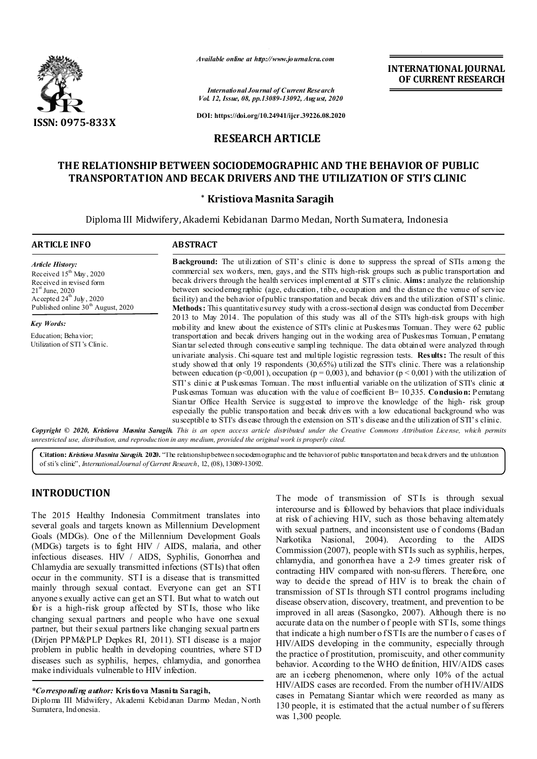*Available online at http://www.journalcra.com*

*International Journal of Current Research*
*Vol. 12, Issue, 08, pp.13089-13092, August, 2020*

**DOI: https://doi.org/10.24941/ijcr.39226.08.2020**

**INTERNATIONAL JOURNAL OF CURRENT RESEARCH**

**ISSN: 0975-833X**

## RESEARCH ARTICLE

# THE RELATIONSHIP BETWEEN SOCIODEMOGRAPHIC AND THE BEHAVIOR OF PUBLIC TRANSPORTATION AND BECAK DRIVERS AND THE UTILIZATION OF STI'S CLINIC

**\* Kristiova Masnita Saragih**

Diploma III Midwifery, Akademi Kebidanan Darmo Medan, North Sumatera, Indonesia

### ARTICLE INFO

*Article History:*
Received 15th May, 2020
Received in revised form 21st June, 2020
Accepted 24th July, 2020
Published online 30th August, 2020

*Key Words:*
Education; Behavior; Utilization of STI's Clinic.

### ABSTRACT

**Background:** The utilization of STI's clinic is done to suppress the spread of STIs among the commercial sex workers, men, gays, and the STI's high-risk groups such as public transportation and becak drivers through the health services implemented at STI's clinic. **Aims:** analyze the relationship between sociodemographic (age, education, tribe, occupation and the distance the venue of service facility) and the behavior of public transportation and becak drivers and the utilization of STI's clinic. **Methods:** This quantitative survey study with a cross-sectional design was conducted from December 2013 to May 2014. The population of this study was all of the STI's high-risk groups with high mobility and knew about the existence of STI's clinic at Puskesmas Tomuan. They were 62 public transportation and becak drivers hanging out in the working area of Puskesmas Tomuan, Pematang Siantar selected through consecutive sampling technique. The data obtained were analyzed through univariate analysis. Chi-square test and multiple logistic regression tests. **Results:** The result of this study showed that only 19 respondents (30,65%) utilized the STI's clinic. There was a relationship between education ($p<0,001$), occupation ($p = 0,003$), and behavior ($p < 0,001$) with the utilization of STI's clinic at Puskesmas Tomuan. The most influential variable on the utilization of STI's clinic at Puskesmas Tomuan was education with the value of coefficient B= 10.335. **Conclusion:** Pematang Siantar Office Health Service is suggested to improve the knowledge of the high- risk group especially the public transportation and becak drivers with a low educational background who was susceptible to STI's disease through the extension on STI's disease and the utilization of STI's clinic.

*Copyright © 2020, Kristiova Masnita Saragih. This is an open access article distributed under the Creative Commons Attribution License, which permits unrestricted use, distribution, and reproduction in any medium, provided the original work is properly cited.*

**Citation:** *Kristiova Masnita Saragih.* **2020.** "The relationship between sociodemographic and the behavior of public transportation and becak drivers and the utilization of sti's clinic", *International Journal of Current Research*, 12, (08), 13089-13092.

## INTRODUCTION

The 2015 Healthy Indonesia Commitment translates into several goals and targets known as Millennium Development Goals (MDGs). One of the Millennium Development Goals (MDGs) targets is to fight HIV / AIDS, malaria, and other infectious diseases. HIV / AIDS, Syphilis, Gonorrhea and Chlamydia are sexually transmitted infections (STIs) that often occur in the community. STI is a disease that is transmitted mainly through sexual contact. Everyone can get an STI anyone sexually active can get an STI. But what to watch out for is a high-risk group affected by STIs, those who like changing sexual partners and people who have one sexual partner, but their sexual partners like changing sexual partners (Dirjen PPM&PLP Depkes RI, 2011). STI disease is a major problem in public health in developing countries, where STD diseases such as syphilis, herpes, chlamydia, and gonorrhea make individuals vulnerable to HIV infection.

The mode of transmission of STIs is through sexual intercourse and is followed by behaviors that place individuals at risk of achieving HIV, such as those behaving alternately with sexual partners, and inconsistent use of condoms (Badan Narkotika Nasional, 2004). According to the AIDS Commission (2007), people with STIs such as syphilis, herpes, chlamydia, and gonorrhea have a 2-9 times greater risk of contracting HIV compared with non-sufferers. Therefore, one way to decide the spread of HIV is to break the chain of transmission of STIs through STI control programs including disease observation, discovery, treatment, and prevention to be improved in all areas (Sasongko, 2007). Although there is no accurate data on the number of people with STIs, some things that indicate a high number of STIs are the number of cases of HIV/AIDS developing in the community, especially through the practice of prostitution, promiscuity, and other community behavior. According to the WHO definition, HIV/AIDS cases are an iceberg phenomenon, where only 10% of the actual HIV/AIDS cases are recorded. From the number of HIV/AIDS cases in Pematang Siantar which were recorded as many as 130 people, it is estimated that the actual number of sufferers was 1,300 people.

*\*Corresponding author:* **Kristiova Masnita Saragih,**
Diploma III Midwifery, Akademi Kebidanan Darmo Medan, North Sumatera, Indonesia.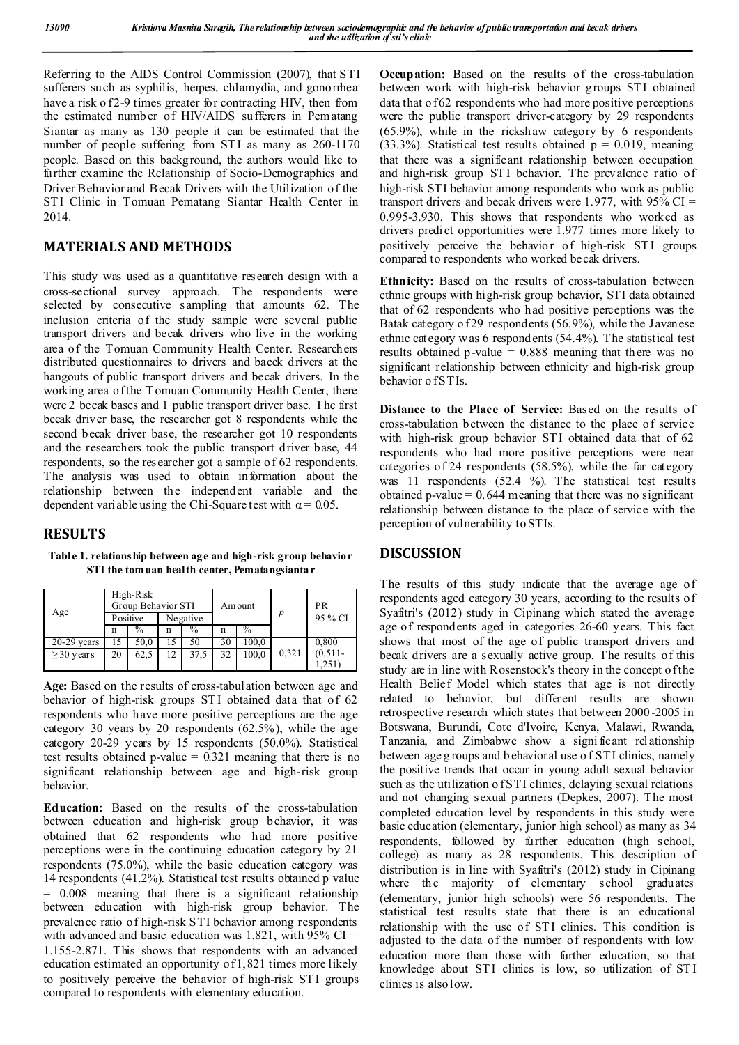Referring to the AIDS Control Commission (2007), that STI sufferers such as syphilis, herpes, chlamydia, and gonorrhea have a risk of 2-9 times greater for contracting HIV, then from the estimated number of HIV/AIDS sufferers in Pematang Siantar as many as 130 people it can be estimated that the number of people suffering from STI as many as 260-1170 people. Based on this background, the authors would like to further examine the Relationship of Socio-Demographics and Driver Behavior and Becak Drivers with the Utilization of the STI Clinic in Tomuan Pematang Siantar Health Center in 2014.

## MATERIALS AND METHODS

This study was used as a quantitative research design with a cross-sectional survey approach. The respondents were selected by consecutive sampling that amounts 62. The inclusion criteria of the study sample were several public transport drivers and becak drivers who live in the working area of the Tomuan Community Health Center. Researchers distributed questionnaires to drivers and bacek drivers at the hangouts of public transport drivers and becak drivers. In the working area of the Tomuan Community Health Center, there were 2 becak bases and 1 public transport driver base. The first becak driver base, the researcher got 8 respondents while the second becak driver base, the researcher got 10 respondents and the researchers took the public transport driver base, 44 respondents, so the researcher got a sample of 62 respondents. The analysis was used to obtain information about the relationship between the independent variable and the dependent variable using the Chi-Square test with $\alpha = 0.05$.

## RESULTS

**Table 1. relationship between age and high-risk group behavior STI the tomuan health center, Pematangsiantar**

| Age | High-Risk Group Behavior STI | | | | Amount | | $p$ | PR 95 % CI |
|---|---|---|---|---|---|---|---|---|
| | Positive | | Negative | | | | | |
| | n | % | n | % | n | % | | |
| 20-29 years | 15 | 50,0 | 15 | 50 | 30 | 100,0 | 0,321 | 0,800 (0,511-1,251) |
| ≥ 30 years | 20 | 62,5 | 12 | 37,5 | 32 | 100,0 | | |

**Age:** Based on the results of cross-tabulation between age and behavior of high-risk groups STI obtained data that of 62 respondents who have more positive perceptions are the age category 30 years by 20 respondents (62.5%), while the age category 20-29 years by 15 respondents (50.0%). Statistical test results obtained p-value = 0.321 meaning that there is no significant relationship between age and high-risk group behavior.

**Education:** Based on the results of the cross-tabulation between education and high-risk group behavior, it was obtained that 62 respondents who had more positive perceptions were in the continuing education category by 21 respondents (75.0%), while the basic education category was 14 respondents (41.2%). Statistical test results obtained p value = 0.008 meaning that there is a significant relationship between education with high-risk group behavior. The prevalence ratio of high-risk STI behavior among respondents with advanced and basic education was 1.821, with 95% CI = 1.155-2.871. This shows that respondents with an advanced education estimated an opportunity of 1,821 times more likely to positively perceive the behavior of high-risk STI groups compared to respondents with elementary education.

**Occupation:** Based on the results of the cross-tabulation between work with high-risk behavior groups STI obtained data that of 62 respondents who had more positive perceptions were the public transport driver-category by 29 respondents (65.9%), while in the rickshaw category by 6 respondents (33.3%). Statistical test results obtained p = 0.019, meaning that there was a significant relationship between occupation and high-risk group STI behavior. The prevalence ratio of high-risk STI behavior among respondents who work as public transport drivers and becak drivers were 1.977, with 95% CI = 0.995-3.930. This shows that respondents who worked as drivers predict opportunities were 1.977 times more likely to positively perceive the behavior of high-risk STI groups compared to respondents who worked becak drivers.

**Ethnicity:** Based on the results of cross-tabulation between ethnic groups with high-risk group behavior, STI data obtained that of 62 respondents who had positive perceptions was the Batak category of 29 respondents (56.9%), while the Javanese ethnic category was 6 respondents (54.4%). The statistical test results obtained p-value = 0.888 meaning that there was no significant relationship between ethnicity and high-risk group behavior of STIs.

**Distance to the Place of Service:** Based on the results of cross-tabulation between the distance to the place of service with high-risk group behavior STI obtained data that of 62 respondents who had more positive perceptions were near categories of 24 respondents (58.5%), while the far category was 11 respondents (52.4 %). The statistical test results obtained p-value = 0.644 meaning that there was no significant relationship between distance to the place of service with the perception of vulnerability to STIs.

## DISCUSSION

The results of this study indicate that the average age of respondents aged category 30 years, according to the results of Syafitri's (2012) study in Cipinang which stated the average age of respondents aged in categories 26-60 years. This fact shows that most of the age of public transport drivers and becak drivers are a sexually active group. The results of this study are in line with Rosenstock's theory in the concept of the Health Belief Model which states that age is not directly related to behavior, but different results are shown retrospective research which states that between 2000-2005 in Botswana, Burundi, Cote d'Ivoire, Kenya, Malawi, Rwanda, Tanzania, and Zimbabwe show a significant relationship between age groups and behavioral use of STI clinics, namely the positive trends that occur in young adult sexual behavior such as the utilization of STI clinics, delaying sexual relations and not changing sexual partners (Depkes, 2007). The most completed education level by respondents in this study were basic education (elementary, junior high school) as many as 34 respondents, followed by further education (high school, college) as many as 28 respondents. This description of distribution is in line with Syafitri's (2012) study in Cipinang where the majority of elementary school graduates (elementary, junior high schools) were 56 respondents. The statistical test results state that there is an educational relationship with the use of STI clinics. This condition is adjusted to the data of the number of respondents with low education more than those with further education, so that knowledge about STI clinics is low, so utilization of STI clinics is also low.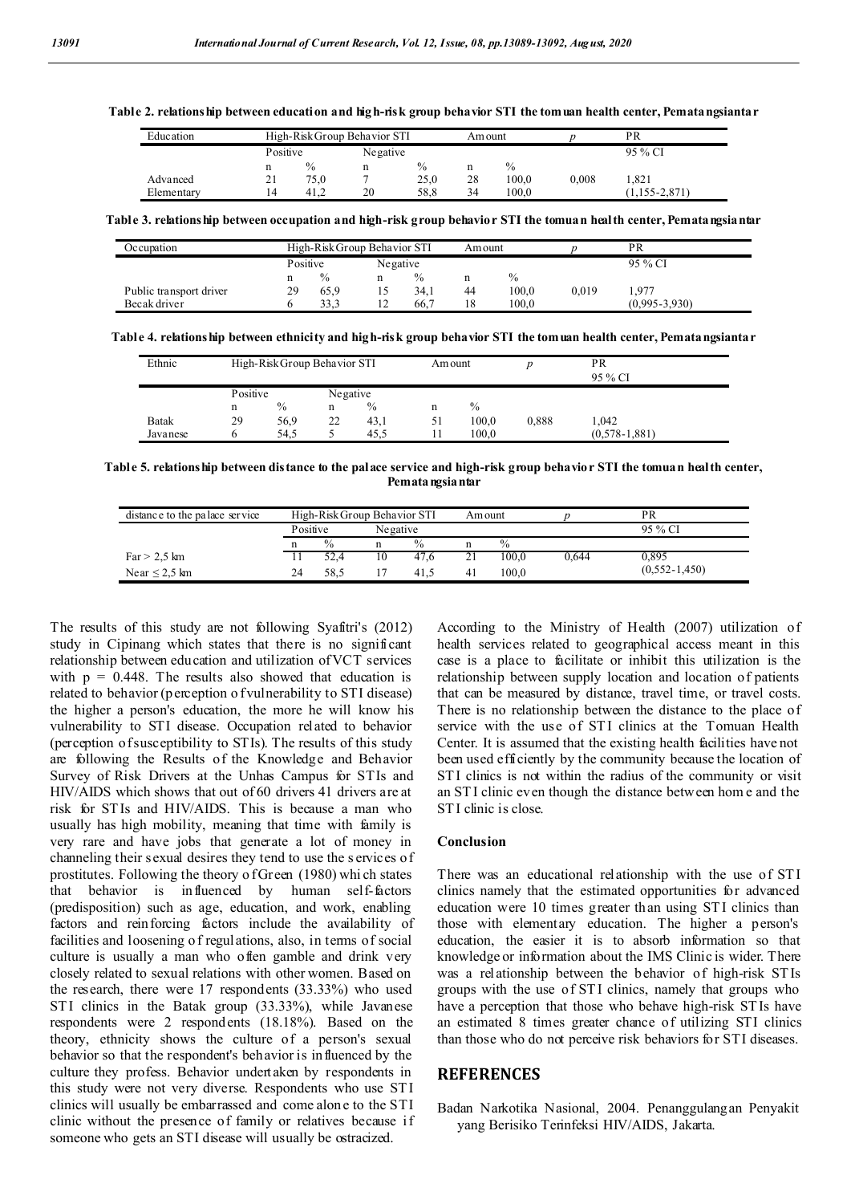**Table 2. relationship between education and high-risk group behavior STI the tomuan health center, Pematangsiantar**

| Education | High-Risk Group Behavior STI | | | | Amount | | *p* | PR |
|---|---|---|---|---|---|---|---|---|
| | Positive | | Negative | | | | | 95 % CI |
| | n | % | n | % | n | % | | |
| Advanced | 21 | 75,0 | 7 | 25,0 | 28 | 100,0 | 0,008 | 1,821 |
| Elementary | 14 | 41,2 | 20 | 58,8 | 34 | 100,0 | | (1,155-2,871) |

**Table 3. relationship between occupation and high-risk group behavior STI the tomuan health center, Pematangsiantar**

| Occupation | High-Risk Group Behavior STI | | | | Amount | | *p* | PR |
|---|---|---|---|---|---|---|---|---|
| | Positive | | Negative | | | | | 95 % CI |
| | n | % | n | % | n | % | | |
| Public transport driver | 29 | 65,9 | 15 | 34,1 | 44 | 100,0 | 0,019 | 1,977 |
| Becak driver | 6 | 33,3 | 12 | 66,7 | 18 | 100,0 | | (0,995-3,930) |

**Table 4. relationship between ethnicity and high-risk group behavior STI the tomuan health center, Pematangsiantar**

| Ethnic | High-Risk Group Behavior STI | | | | Amount | | *p* | PR 95 % CI |
|---|---|---|---|---|---|---|---|---|
| | Positive | | Negative | | | | | |
| | n | % | n | % | n | % | | |
| Batak | 29 | 56,9 | 22 | 43,1 | 51 | 100,0 | 0,888 | 1,042 |
| Javanese | 6 | 54,5 | 5 | 45,5 | 11 | 100,0 | | (0,578-1,881) |

**Table 5. relationship between distance to the palace service and high-risk group behavior STI the tomuan health center, Pematangsiantar**

| distance to the palace service | High-Risk Group Behavior STI | | | | Amount | | *p* | PR |
|---|---|---|---|---|---|---|---|---|
| | Positive | | Negative | | | | | 95 % CI |
| | n | % | n | % | n | % | | |
| Far > 2,5 km | 11 | 52,4 | 10 | 47,6 | 21 | 100,0 | 0,644 | 0,895 |
| Near ≤ 2,5 km | 24 | 58,5 | 17 | 41,5 | 41 | 100,0 | | (0,552-1,450) |

The results of this study are not following Syafitri's (2012) study in Cipinang which states that there is no significant relationship between education and utilization of VCT services with p = 0.448. The results also showed that education is related to behavior (perception of vulnerability to STI disease) the higher a person's education, the more he will know his vulnerability to STI disease. Occupation related to behavior (perception of susceptibility to STIs). The results of this study are following the Results of the Knowledge and Behavior Survey of Risk Drivers at the Unhas Campus for STIs and HIV/AIDS which shows that out of 60 drivers 41 drivers are at risk for STIs and HIV/AIDS. This is because a man who usually has high mobility, meaning that time with family is very rare and have jobs that generate a lot of money in channeling their sexual desires they tend to use the services of prostitutes. Following the theory of Green (1980) which states that behavior is influenced by human self-factors (predisposition) such as age, education, and work, enabling factors and reinforcing factors include the availability of facilities and loosening of regulations, also, in terms of social culture is usually a man who often gamble and drink very closely related to sexual relations with other women. Based on the research, there were 17 respondents (33.33%) who used STI clinics in the Batak group (33.33%), while Javanese respondents were 2 respondents (18.18%). Based on the theory, ethnicity shows the culture of a person's sexual behavior so that the respondent's behavior is influenced by the culture they profess. Behavior undertaken by respondents in this study were not very diverse. Respondents who use STI clinics will usually be embarrassed and come alone to the STI clinic without the presence of family or relatives because if someone who gets an STI disease will usually be ostracized.

According to the Ministry of Health (2007) utilization of health services related to geographical access meant in this case is a place to facilitate or inhibit this utilization is the relationship between supply location and location of patients that can be measured by distance, travel time, or travel costs. There is no relationship between the distance to the place of service with the use of STI clinics at the Tomuan Health Center. It is assumed that the existing health facilities have not been used efficiently by the community because the location of STI clinics is not within the radius of the community or visit an STI clinic even though the distance between home and the STI clinic is close.

### Conclusion

There was an educational relationship with the use of STI clinics namely that the estimated opportunities for advanced education were 10 times greater than using STI clinics than those with elementary education. The higher a person's education, the easier it is to absorb information so that knowledge or information about the IMS Clinic is wider. There was a relationship between the behavior of high-risk STIs groups with the use of STI clinics, namely that groups who have a perception that those who behave high-risk STIs have an estimated 8 times greater chance of utilizing STI clinics than those who do not perceive risk behaviors for STI diseases.

## REFERENCES

Badan Narkotika Nasional, 2004. Penanggulangan Penyakit yang Berisiko Terinfeksi HIV/AIDS, Jakarta.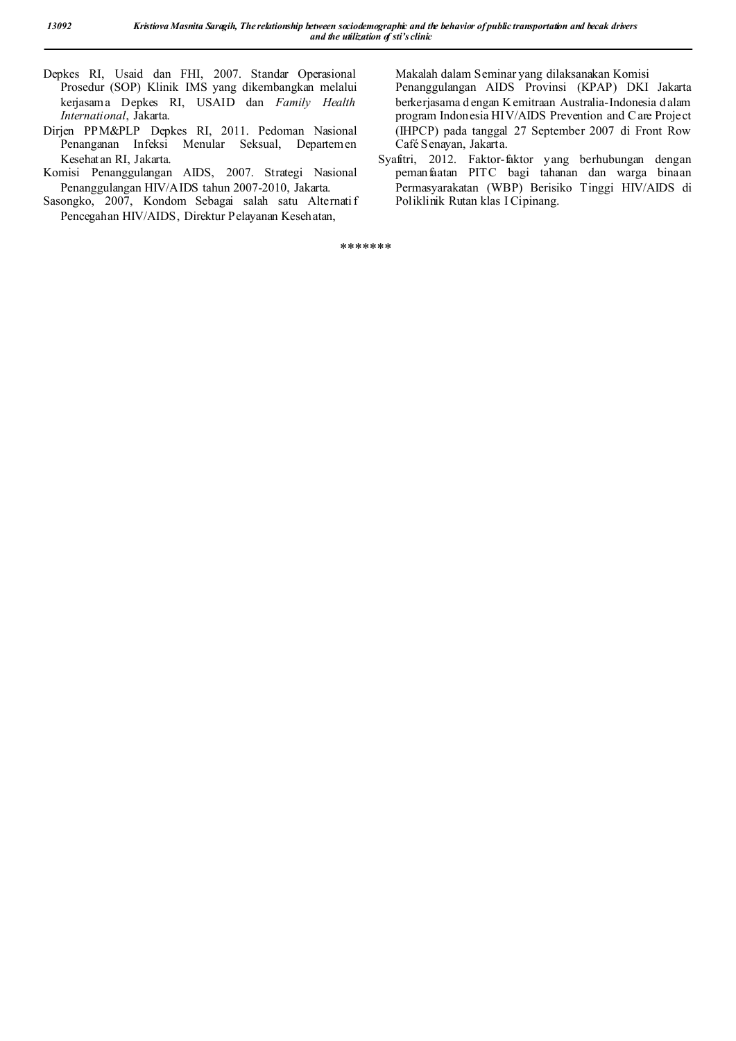Depkes RI, Usaid dan FHI, 2007. Standar Operasional Prosedur (SOP) Klinik IMS yang dikembangkan melalui kerjasama Depkes RI, USAID dan *Family Health International*, Jakarta.

Dirjen PPM&PLP Depkes RI, 2011. Pedoman Nasional Penanganan Infeksi Menular Seksual, Departemen Kesehatan RI, Jakarta.

Komisi Penanggulangan AIDS, 2007. Strategi Nasional Penanggulangan HIV/AIDS tahun 2007-2010, Jakarta.

Sasongko, 2007, Kondom Sebagai salah satu Alternatif Pencegahan HIV/AIDS, Direktur Pelayanan Kesehatan, Makalah dalam Seminar yang dilaksanakan Komisi Penanggulangan AIDS Provinsi (KPAP) DKI Jakarta berkerjasama dengan Kemitraan Australia-Indonesia dalam program Indonesia HIV/AIDS Prevention and Care Project (IHPCP) pada tanggal 27 September 2007 di Front Row Café Senayan, Jakarta.

Syafitri, 2012. Faktor-faktor yang berhubungan dengan pemanfaatan PITC bagi tahanan dan warga binaan Permasyarakatan (WBP) Berisiko Tinggi HIV/AIDS di Poliklinik Rutan klas I Cipinang.

*******